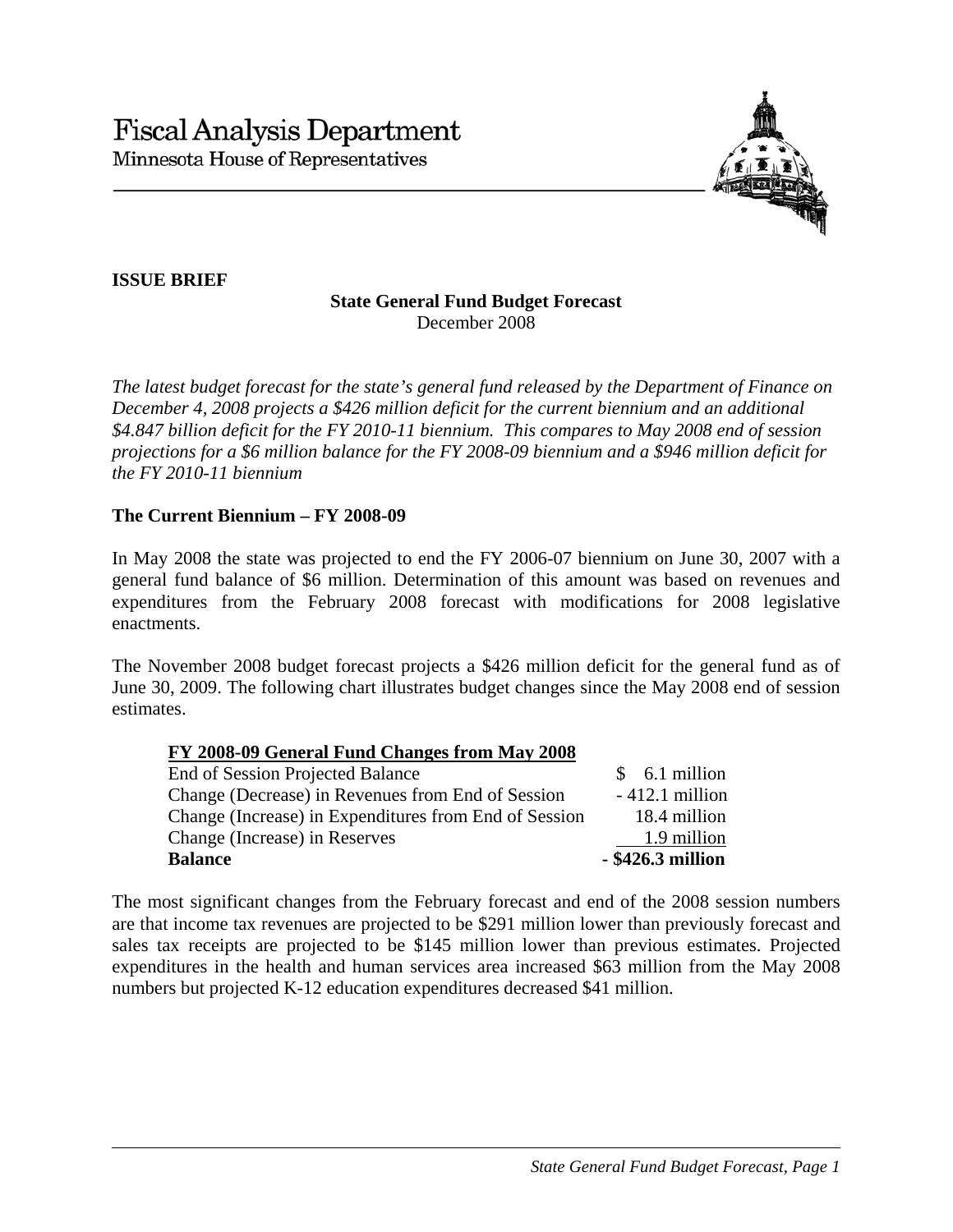# Fiscal Analysis Department

Minnesota House of Representatives

**ISSUE BRIEF**

**State General Fund Budget Forecast**
December 2008

*The latest budget forecast for the state's general fund released by the Department of Finance on December 4, 2008 projects a $426 million deficit for the current biennium and an additional $4.847 billion deficit for the FY 2010-11 biennium. This compares to May 2008 end of session projections for a $6 million balance for the FY 2008-09 biennium and a $946 million deficit for the FY 2010-11 biennium*

## The Current Biennium – FY 2008-09

In May 2008 the state was projected to end the FY 2006-07 biennium on June 30, 2007 with a general fund balance of $6 million. Determination of this amount was based on revenues and expenditures from the February 2008 forecast with modifications for 2008 legislative enactments.

The November 2008 budget forecast projects a $426 million deficit for the general fund as of June 30, 2009. The following chart illustrates budget changes since the May 2008 end of session estimates.

| FY 2008-09 General Fund Changes from May 2008 | |
|---|---|
| End of Session Projected Balance | $ 6.1 million |
| Change (Decrease) in Revenues from End of Session | - 412.1 million |
| Change (Increase) in Expenditures from End of Session | 18.4 million |
| Change (Increase) in Reserves | 1.9 million |
| **Balance** | **- $426.3 million** |

The most significant changes from the February forecast and end of the 2008 session numbers are that income tax revenues are projected to be $291 million lower than previously forecast and sales tax receipts are projected to be $145 million lower than previous estimates. Projected expenditures in the health and human services area increased $63 million from the May 2008 numbers but projected K-12 education expenditures decreased $41 million.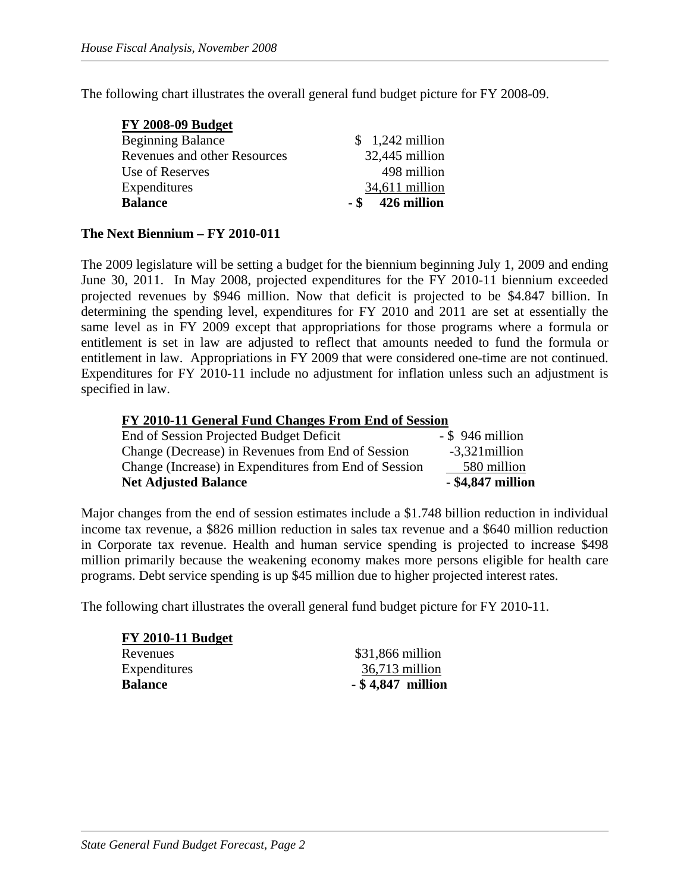The following chart illustrates the overall general fund budget picture for FY 2008-09.

| **FY 2008-09 Budget** | |
|---|---|
| Beginning Balance | $ 1,242 million |
| Revenues and other Resources | 32,445 million |
| Use of Reserves | 498 million |
| Expenditures | 34,611 million |
| **Balance** | **- $ 426 million** |

**The Next Biennium – FY 2010-011**

The 2009 legislature will be setting a budget for the biennium beginning July 1, 2009 and ending June 30, 2011. In May 2008, projected expenditures for the FY 2010-11 biennium exceeded projected revenues by $946 million. Now that deficit is projected to be $4.847 billion. In determining the spending level, expenditures for FY 2010 and 2011 are set at essentially the same level as in FY 2009 except that appropriations for those programs where a formula or entitlement is set in law are adjusted to reflect that amounts needed to fund the formula or entitlement in law. Appropriations in FY 2009 that were considered one-time are not continued. Expenditures for FY 2010-11 include no adjustment for inflation unless such an adjustment is specified in law.

| **FY 2010-11 General Fund Changes From End of Session** | |
|---|---|
| End of Session Projected Budget Deficit | - $ 946 million |
| Change (Decrease) in Revenues from End of Session | -3,321million |
| Change (Increase) in Expenditures from End of Session | 580 million |
| **Net Adjusted Balance** | **- $4,847 million** |

Major changes from the end of session estimates include a $1.748 billion reduction in individual income tax revenue, a $826 million reduction in sales tax revenue and a $640 million reduction in Corporate tax revenue. Health and human service spending is projected to increase $498 million primarily because the weakening economy makes more persons eligible for health care programs. Debt service spending is up $45 million due to higher projected interest rates.

The following chart illustrates the overall general fund budget picture for FY 2010-11.

| **FY 2010-11 Budget** | |
|---|---|
| Revenues | $31,866 million |
| Expenditures | 36,713 million |
| **Balance** | **- $ 4,847 million** |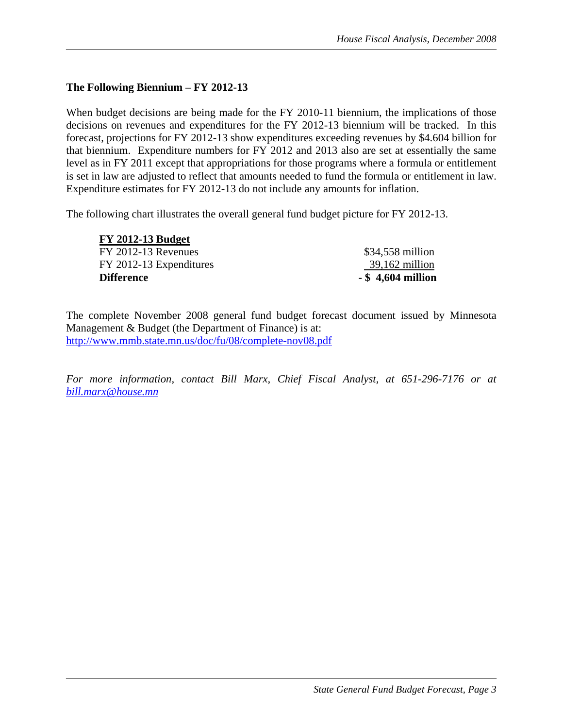## The Following Biennium – FY 2012-13

When budget decisions are being made for the FY 2010-11 biennium, the implications of those decisions on revenues and expenditures for the FY 2012-13 biennium will be tracked. In this forecast, projections for FY 2012-13 show expenditures exceeding revenues by $4.604 billion for that biennium. Expenditure numbers for FY 2012 and 2013 also are set at essentially the same level as in FY 2011 except that appropriations for those programs where a formula or entitlement is set in law are adjusted to reflect that amounts needed to fund the formula or entitlement in law. Expenditure estimates for FY 2012-13 do not include any amounts for inflation.

The following chart illustrates the overall general fund budget picture for FY 2012-13.

| **FY 2012-13 Budget** | |
|---|---|
| FY 2012-13 Revenues | $34,558 million |
| FY 2012-13 Expenditures | 39,162 million |
| **Difference** | **- $ 4,604 million** |

The complete November 2008 general fund budget forecast document issued by Minnesota Management & Budget (the Department of Finance) is at:
http://www.mmb.state.mn.us/doc/fu/08/complete-nov08.pdf

*For more information, contact Bill Marx, Chief Fiscal Analyst, at 651-296-7176 or at bill.marx@house.mn*